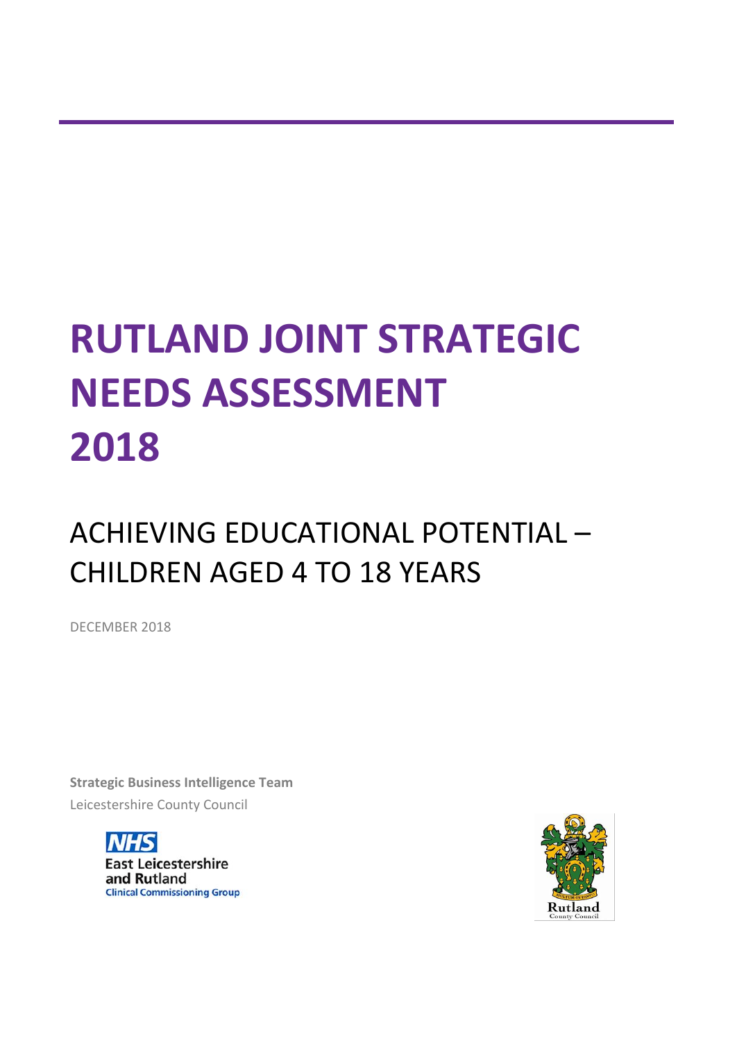# RUTLAND JOINT STRATEGIC NEEDS ASSESSMENT 2018

## ACHIEVING EDUCATIONAL POTENTIAL – CHILDREN AGED 4 TO 18 YEARS

DECEMBER 2018

**Strategic Business Intelligence Team**

Leicestershire County Council

NHS East Leicestershire and Rutland Clinical Commissioning Group

Rutland County Council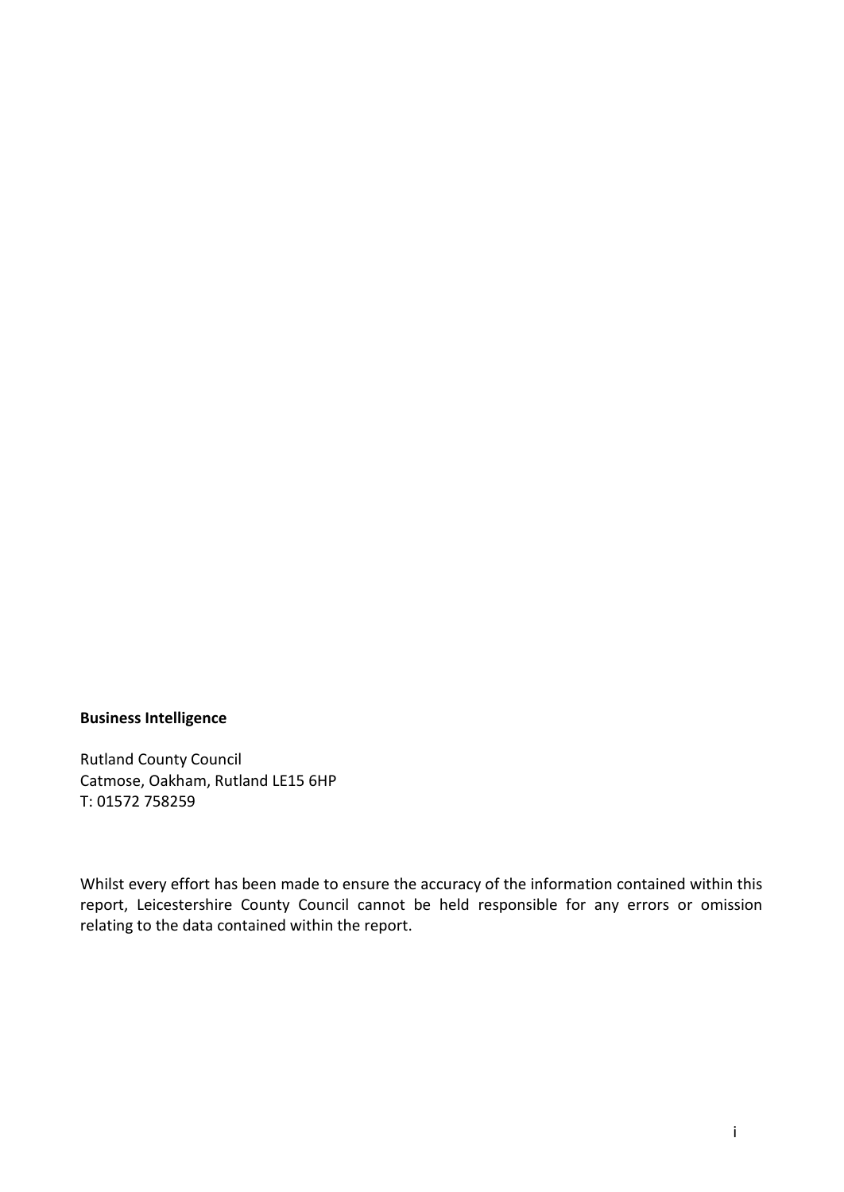**Business Intelligence**

Rutland County Council
Catmose, Oakham, Rutland LE15 6HP
T: 01572 758259

Whilst every effort has been made to ensure the accuracy of the information contained within this report, Leicestershire County Council cannot be held responsible for any errors or omission relating to the data contained within the report.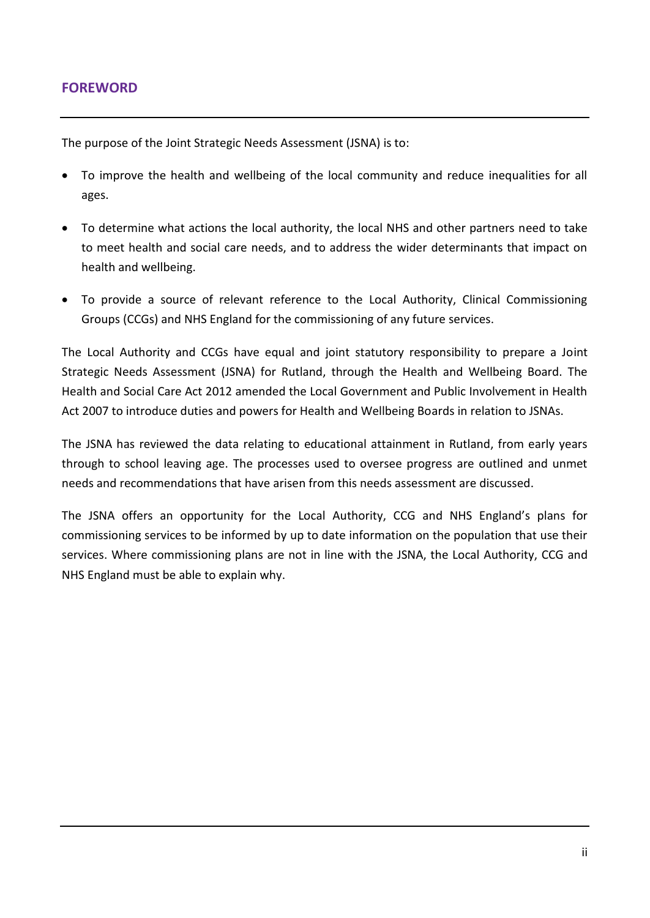## FOREWORD

The purpose of the Joint Strategic Needs Assessment (JSNA) is to:

- To improve the health and wellbeing of the local community and reduce inequalities for all ages.
- To determine what actions the local authority, the local NHS and other partners need to take to meet health and social care needs, and to address the wider determinants that impact on health and wellbeing.
- To provide a source of relevant reference to the Local Authority, Clinical Commissioning Groups (CCGs) and NHS England for the commissioning of any future services.

The Local Authority and CCGs have equal and joint statutory responsibility to prepare a Joint Strategic Needs Assessment (JSNA) for Rutland, through the Health and Wellbeing Board. The Health and Social Care Act 2012 amended the Local Government and Public Involvement in Health Act 2007 to introduce duties and powers for Health and Wellbeing Boards in relation to JSNAs.

The JSNA has reviewed the data relating to educational attainment in Rutland, from early years through to school leaving age. The processes used to oversee progress are outlined and unmet needs and recommendations that have arisen from this needs assessment are discussed.

The JSNA offers an opportunity for the Local Authority, CCG and NHS England's plans for commissioning services to be informed by up to date information on the population that use their services. Where commissioning plans are not in line with the JSNA, the Local Authority, CCG and NHS England must be able to explain why.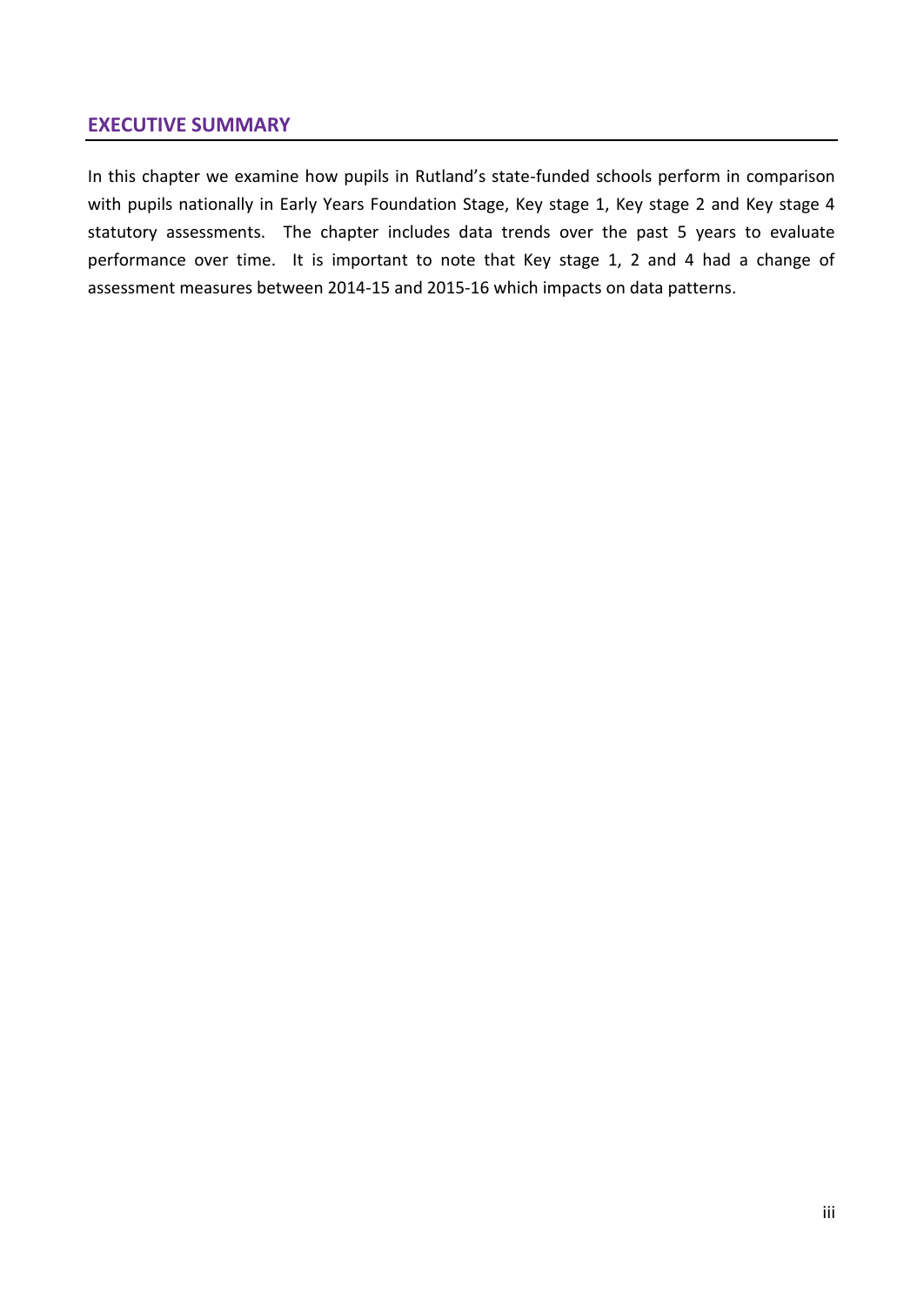## EXECUTIVE SUMMARY

In this chapter we examine how pupils in Rutland's state-funded schools perform in comparison with pupils nationally in Early Years Foundation Stage, Key stage 1, Key stage 2 and Key stage 4 statutory assessments. The chapter includes data trends over the past 5 years to evaluate performance over time. It is important to note that Key stage 1, 2 and 4 had a change of assessment measures between 2014-15 and 2015-16 which impacts on data patterns.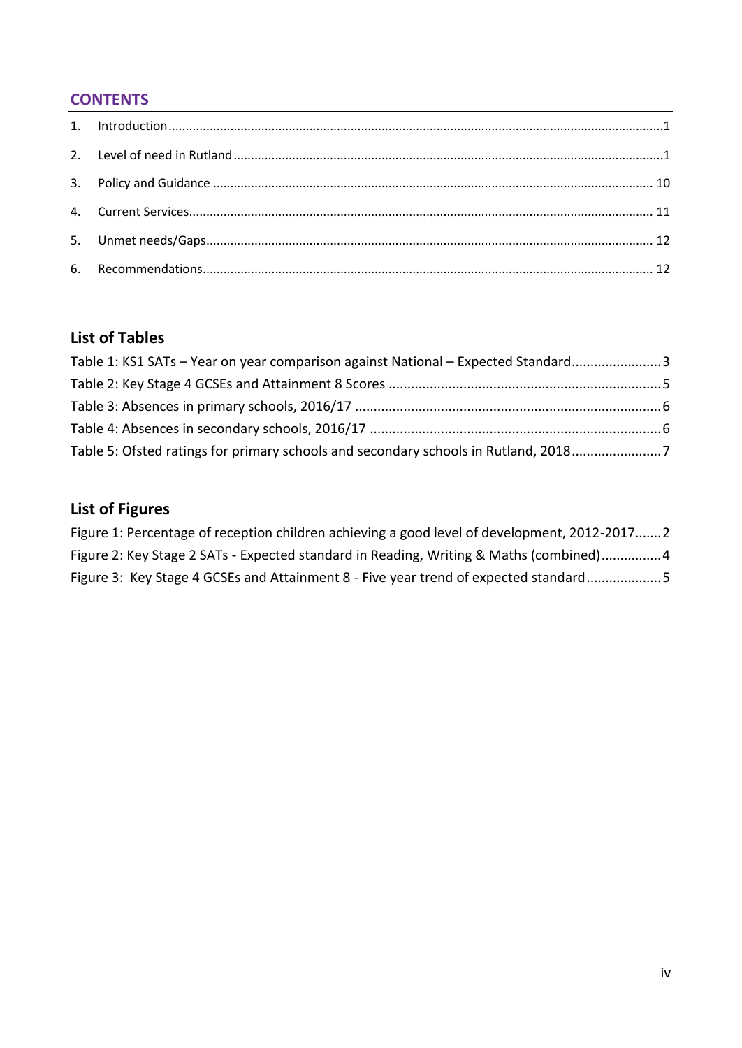## CONTENTS

1. Introduction ........................................................................................................................................1
2. Level of need in Rutland ......................................................................................................................1
3. Policy and Guidance ......................................................................................................................... 10
4. Current Services................................................................................................................................ 11
5. Unmet needs/Gaps........................................................................................................................... 12
6. Recommendations............................................................................................................................ 12

### List of Tables

Table 1: KS1 SATs – Year on year comparison against National – Expected Standard........................3
Table 2: Key Stage 4 GCSEs and Attainment 8 Scores ..........................................................................5
Table 3: Absences in primary schools, 2016/17 ..................................................................................6
Table 4: Absences in secondary schools, 2016/17 ...............................................................................6
Table 5: Ofsted ratings for primary schools and secondary schools in Rutland, 2018........................7

### List of Figures

Figure 1: Percentage of reception children achieving a good level of development, 2012-2017.......2
Figure 2: Key Stage 2 SATs - Expected standard in Reading, Writing & Maths (combined)................4
Figure 3: Key Stage 4 GCSEs and Attainment 8 - Five year trend of expected standard....................5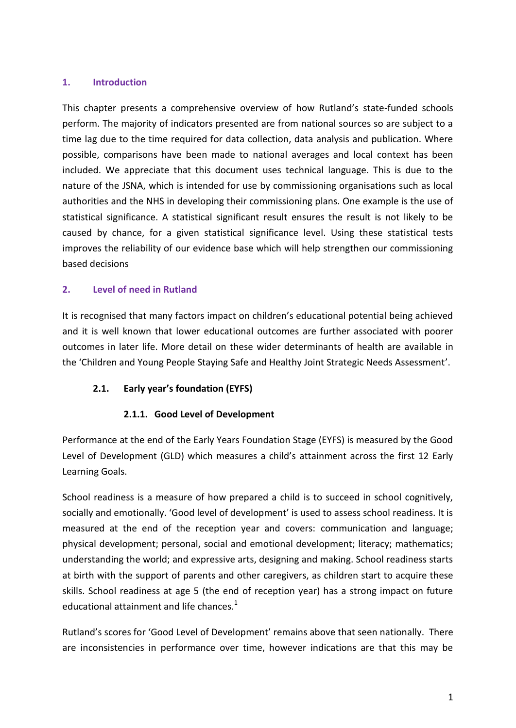## 1. Introduction

This chapter presents a comprehensive overview of how Rutland's state-funded schools perform. The majority of indicators presented are from national sources so are subject to a time lag due to the time required for data collection, data analysis and publication. Where possible, comparisons have been made to national averages and local context has been included. We appreciate that this document uses technical language. This is due to the nature of the JSNA, which is intended for use by commissioning organisations such as local authorities and the NHS in developing their commissioning plans. One example is the use of statistical significance. A statistical significant result ensures the result is not likely to be caused by chance, for a given statistical significance level. Using these statistical tests improves the reliability of our evidence base which will help strengthen our commissioning based decisions

## 2. Level of need in Rutland

It is recognised that many factors impact on children's educational potential being achieved and it is well known that lower educational outcomes are further associated with poorer outcomes in later life. More detail on these wider determinants of health are available in the 'Children and Young People Staying Safe and Healthy Joint Strategic Needs Assessment'.

### 2.1. Early year's foundation (EYFS)

#### 2.1.1. Good Level of Development

Performance at the end of the Early Years Foundation Stage (EYFS) is measured by the Good Level of Development (GLD) which measures a child's attainment across the first 12 Early Learning Goals.

School readiness is a measure of how prepared a child is to succeed in school cognitively, socially and emotionally. 'Good level of development' is used to assess school readiness. It is measured at the end of the reception year and covers: communication and language; physical development; personal, social and emotional development; literacy; mathematics; understanding the world; and expressive arts, designing and making. School readiness starts at birth with the support of parents and other caregivers, as children start to acquire these skills. School readiness at age 5 (the end of reception year) has a strong impact on future educational attainment and life chances.[1]

Rutland's scores for 'Good Level of Development' remains above that seen nationally. There are inconsistencies in performance over time, however indications are that this may be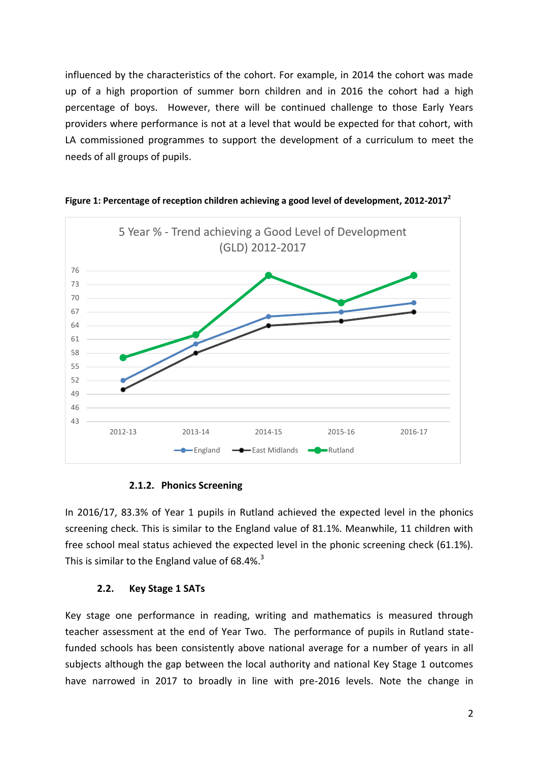influenced by the characteristics of the cohort. For example, in 2014 the cohort was made up of a high proportion of summer born children and in 2016 the cohort had a high percentage of boys. However, there will be continued challenge to those Early Years providers where performance is not at a level that would be expected for that cohort, with LA commissioned programmes to support the development of a curriculum to meet the needs of all groups of pupils.

**Figure 1: Percentage of reception children achieving a good level of development, 2012-2017**[2]

#### 2.1.2. Phonics Screening

In 2016/17, 83.3% of Year 1 pupils in Rutland achieved the expected level in the phonics screening check. This is similar to the England value of 81.1%. Meanwhile, 11 children with free school meal status achieved the expected level in the phonic screening check (61.1%). This is similar to the England value of 68.4%.[3]

### 2.2. Key Stage 1 SATs

Key stage one performance in reading, writing and mathematics is measured through teacher assessment at the end of Year Two. The performance of pupils in Rutland state-funded schools has been consistently above national average for a number of years in all subjects although the gap between the local authority and national Key Stage 1 outcomes have narrowed in 2017 to broadly in line with pre-2016 levels. Note the change in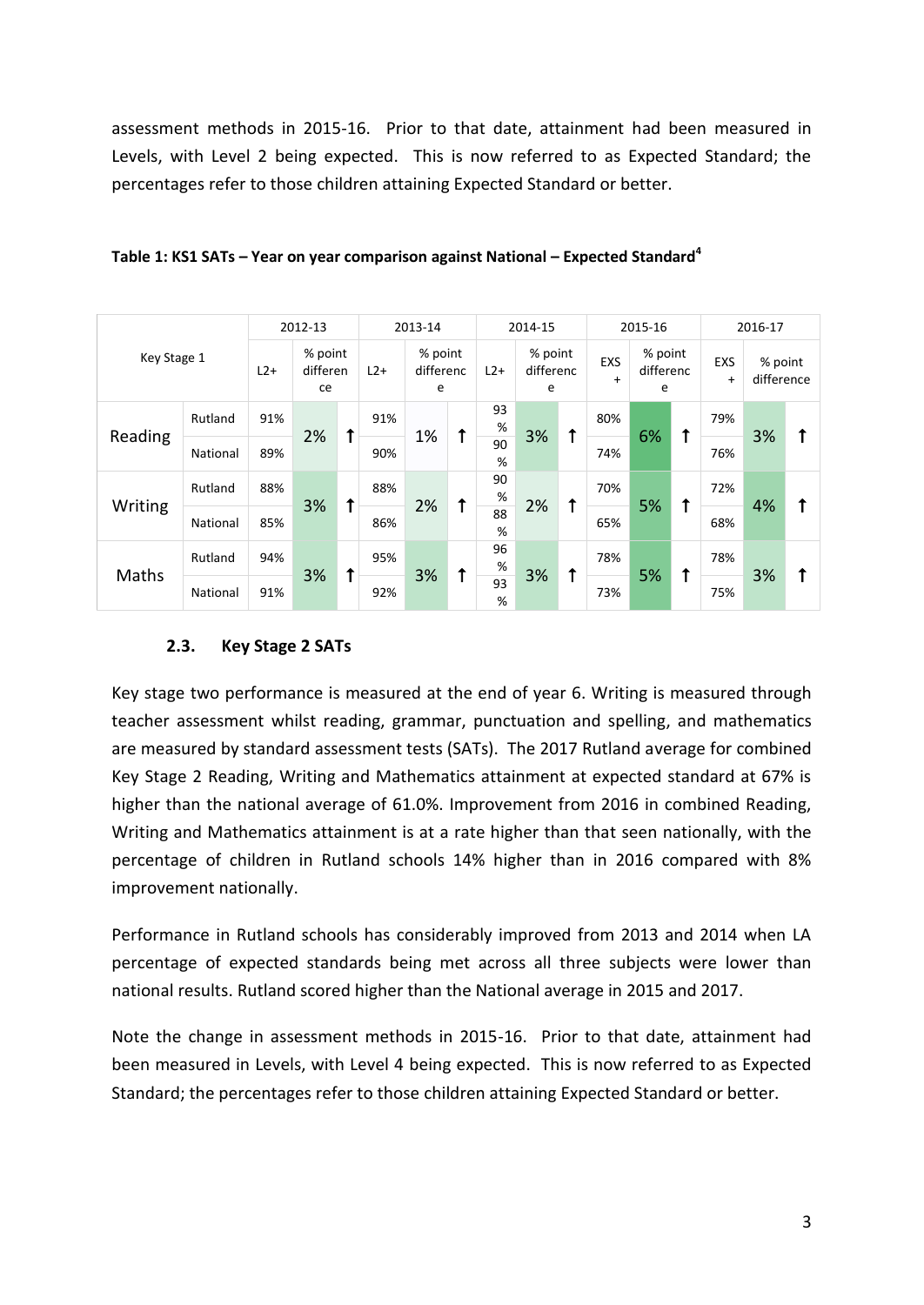assessment methods in 2015-16. Prior to that date, attainment had been measured in Levels, with Level 2 being expected. This is now referred to as Expected Standard; the percentages refer to those children attaining Expected Standard or better.

**Table 1: KS1 SATs – Year on year comparison against National – Expected Standard[4]**

| Key Stage 1 | | 2012-13 | | | 2013-14 | | | 2014-15 | | | 2015-16 | | | 2016-17 | | |
|---|---|---|---|---|---|---|---|---|---|---|---|---|---|---|---|---|
| | | L2+ | % point difference | | L2+ | % point difference | | L2+ | % point difference | | EXS + | % point difference | | EXS + | % point difference | |
| Reading | Rutland | 91% | 2% | ↑ | 91% | 1% | ↑ | 93% | 3% | ↑ | 80% | 6% | ↑ | 79% | 3% | ↑ |
| | National | 89% | | | 90% | | | 90% | | | 74% | | | 76% | | |
| Writing | Rutland | 88% | 3% | ↑ | 88% | 2% | ↑ | 90% | 2% | ↑ | 70% | 5% | ↑ | 72% | 4% | ↑ |
| | National | 85% | | | 86% | | | 88% | | | 65% | | | 68% | | |
| Maths | Rutland | 94% | 3% | ↑ | 95% | 3% | ↑ | 96% | 3% | ↑ | 78% | 5% | ↑ | 78% | 3% | ↑ |
| | National | 91% | | | 92% | | | 93% | | | 73% | | | 75% | | |

### 2.3. Key Stage 2 SATs

Key stage two performance is measured at the end of year 6. Writing is measured through teacher assessment whilst reading, grammar, punctuation and spelling, and mathematics are measured by standard assessment tests (SATs). The 2017 Rutland average for combined Key Stage 2 Reading, Writing and Mathematics attainment at expected standard at 67% is higher than the national average of 61.0%. Improvement from 2016 in combined Reading, Writing and Mathematics attainment is at a rate higher than that seen nationally, with the percentage of children in Rutland schools 14% higher than in 2016 compared with 8% improvement nationally.

Performance in Rutland schools has considerably improved from 2013 and 2014 when LA percentage of expected standards being met across all three subjects were lower than national results. Rutland scored higher than the National average in 2015 and 2017.

Note the change in assessment methods in 2015-16. Prior to that date, attainment had been measured in Levels, with Level 4 being expected. This is now referred to as Expected Standard; the percentages refer to those children attaining Expected Standard or better.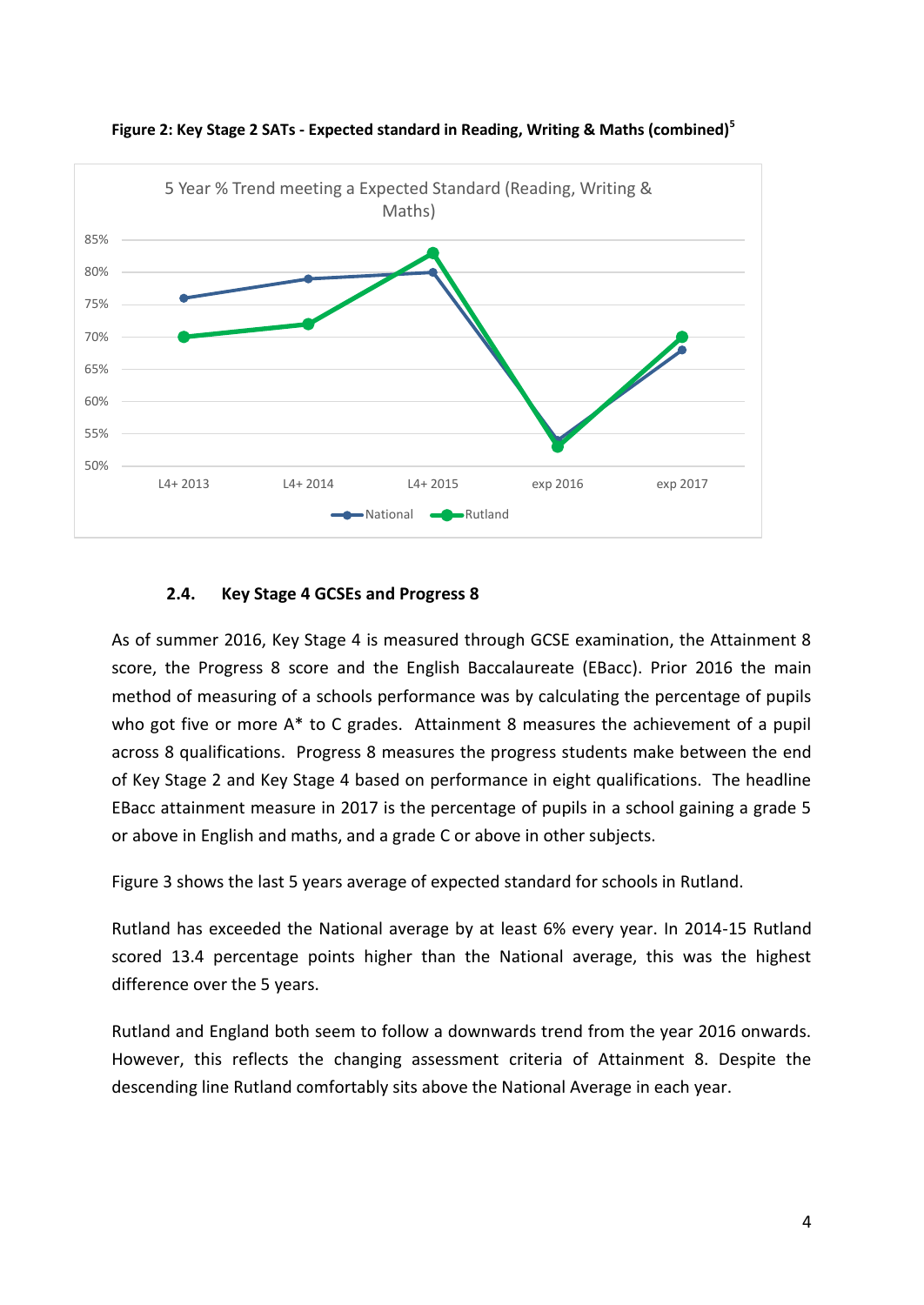**Figure 2: Key Stage 2 SATs - Expected standard in Reading, Writing & Maths (combined)[5]**

5 Year % Trend meeting a Expected Standard (Reading, Writing & Maths)

### 2.4. Key Stage 4 GCSEs and Progress 8

As of summer 2016, Key Stage 4 is measured through GCSE examination, the Attainment 8 score, the Progress 8 score and the English Baccalaureate (EBacc). Prior 2016 the main method of measuring of a schools performance was by calculating the percentage of pupils who got five or more A* to C grades. Attainment 8 measures the achievement of a pupil across 8 qualifications. Progress 8 measures the progress students make between the end of Key Stage 2 and Key Stage 4 based on performance in eight qualifications. The headline EBacc attainment measure in 2017 is the percentage of pupils in a school gaining a grade 5 or above in English and maths, and a grade C or above in other subjects.

Figure 3 shows the last 5 years average of expected standard for schools in Rutland.

Rutland has exceeded the National average by at least 6% every year. In 2014-15 Rutland scored 13.4 percentage points higher than the National average, this was the highest difference over the 5 years.

Rutland and England both seem to follow a downwards trend from the year 2016 onwards. However, this reflects the changing assessment criteria of Attainment 8. Despite the descending line Rutland comfortably sits above the National Average in each year.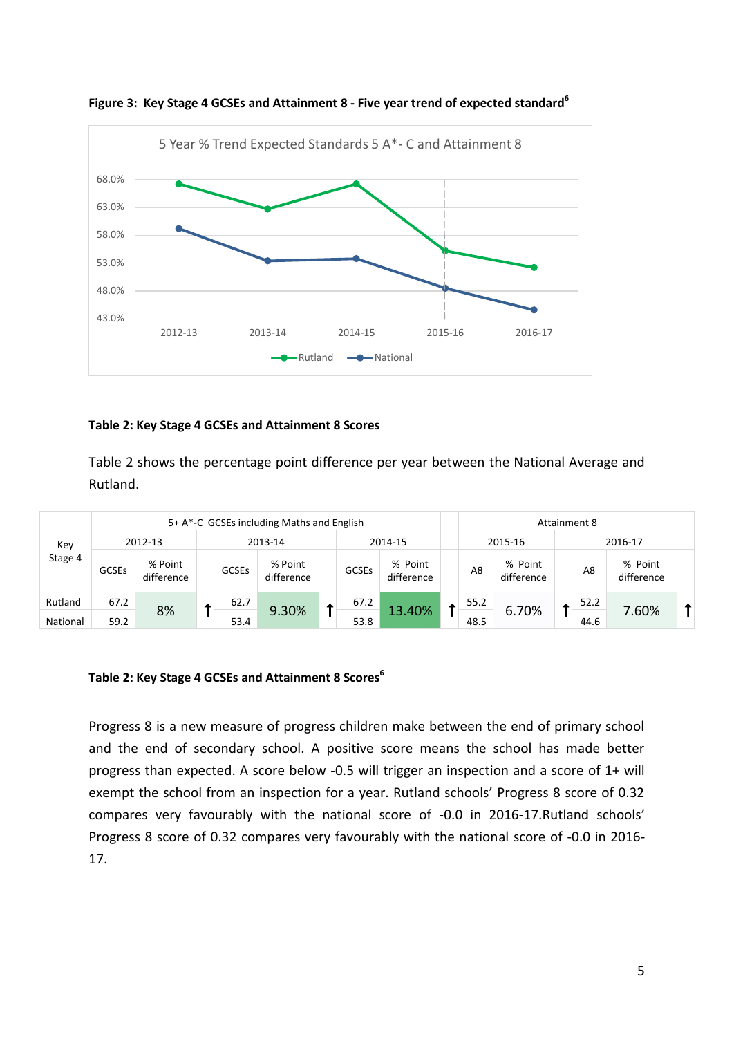**Figure 3: Key Stage 4 GCSEs and Attainment 8 - Five year trend of expected standard[6]**

5 Year % Trend Expected Standards 5 A*- C and Attainment 8

**Table 2: Key Stage 4 GCSEs and Attainment 8 Scores**

Table 2 shows the percentage point difference per year between the National Average and Rutland.

| Key Stage 4 | 5+ A*-C GCSEs including Maths and English | | | | | | | | | Attainment 8 | | | | | |
|---|---|---|---|---|---|---|---|---|---|---|---|---|---|---|---|
| | 2012-13 | | | 2013-14 | | | 2014-15 | | | 2015-16 | | | 2016-17 | | |
| | GCSEs | % Point difference | | GCSEs | % Point difference | | GCSEs | % Point difference | | A8 | % Point difference | | A8 | % Point difference | |
| Rutland | 67.2 | 8% | ↑ | 62.7 | 9.30% | ↑ | 67.2 | 13.40% | ↑ | 55.2 | 6.70% | ↑ | 52.2 | 7.60% | ↑ |
| National | 59.2 | | | 53.4 | | | 53.8 | | | 48.5 | | | 44.6 | | |

**Table 2: Key Stage 4 GCSEs and Attainment 8 Scores[6]**

Progress 8 is a new measure of progress children make between the end of primary school and the end of secondary school. A positive score means the school has made better progress than expected. A score below -0.5 will trigger an inspection and a score of 1+ will exempt the school from an inspection for a year. Rutland schools' Progress 8 score of 0.32 compares very favourably with the national score of -0.0 in 2016-17.Rutland schools' Progress 8 score of 0.32 compares very favourably with the national score of -0.0 in 2016-17.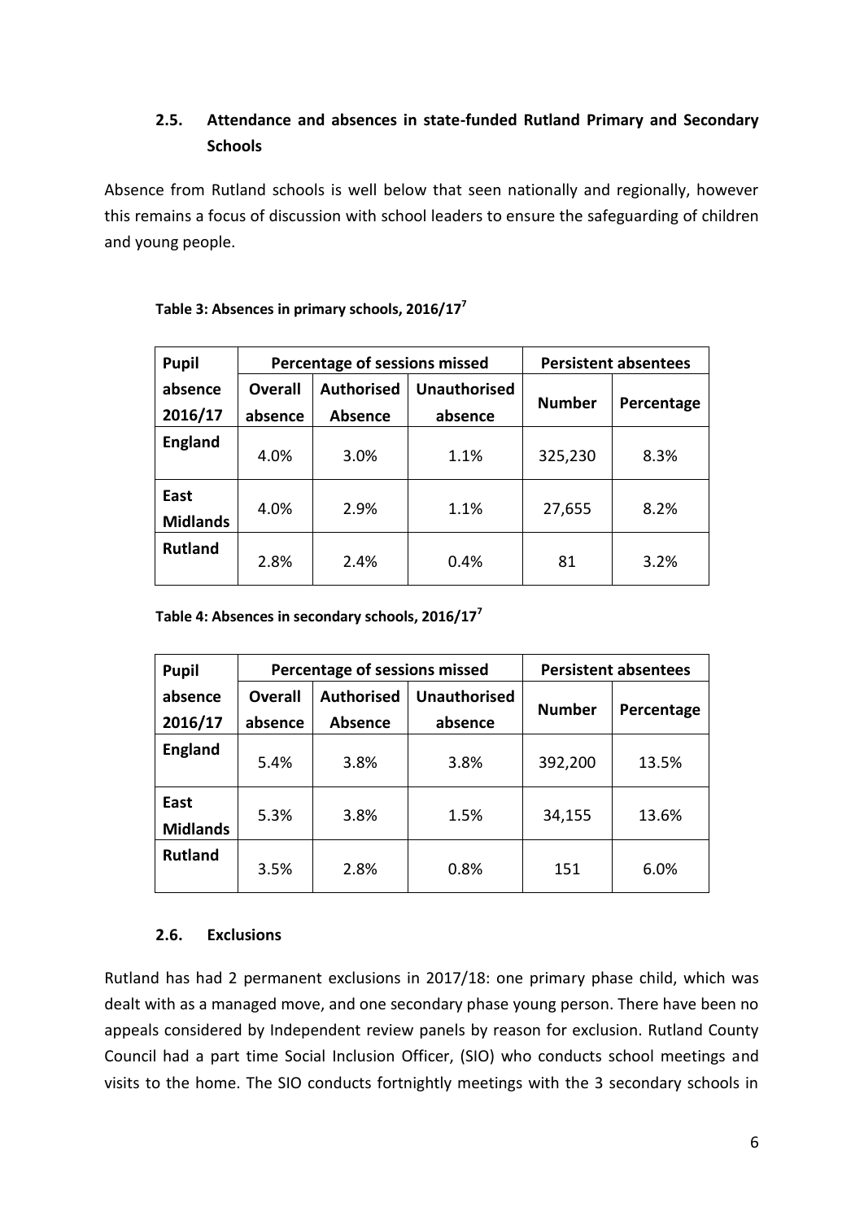### 2.5. Attendance and absences in state-funded Rutland Primary and Secondary Schools

Absence from Rutland schools is well below that seen nationally and regionally, however this remains a focus of discussion with school leaders to ensure the safeguarding of children and young people.

**Table 3: Absences in primary schools, 2016/17[7]**

| Pupil absence 2016/17 | Percentage of sessions missed | | | Persistent absentees | |
|---|---|---|---|---|---|
| | Overall absence | Authorised Absence | Unauthorised absence | Number | Percentage |
| **England** | 4.0% | 3.0% | 1.1% | 325,230 | 8.3% |
| **East Midlands** | 4.0% | 2.9% | 1.1% | 27,655 | 8.2% |
| **Rutland** | 2.8% | 2.4% | 0.4% | 81 | 3.2% |

**Table 4: Absences in secondary schools, 2016/17[7]**

| Pupil absence 2016/17 | Percentage of sessions missed | | | Persistent absentees | |
|---|---|---|---|---|---|
| | Overall absence | Authorised Absence | Unauthorised absence | Number | Percentage |
| **England** | 5.4% | 3.8% | 3.8% | 392,200 | 13.5% |
| **East Midlands** | 5.3% | 3.8% | 1.5% | 34,155 | 13.6% |
| **Rutland** | 3.5% | 2.8% | 0.8% | 151 | 6.0% |

### 2.6. Exclusions

Rutland has had 2 permanent exclusions in 2017/18: one primary phase child, which was dealt with as a managed move, and one secondary phase young person. There have been no appeals considered by Independent review panels by reason for exclusion. Rutland County Council had a part time Social Inclusion Officer, (SIO) who conducts school meetings and visits to the home. The SIO conducts fortnightly meetings with the 3 secondary schools in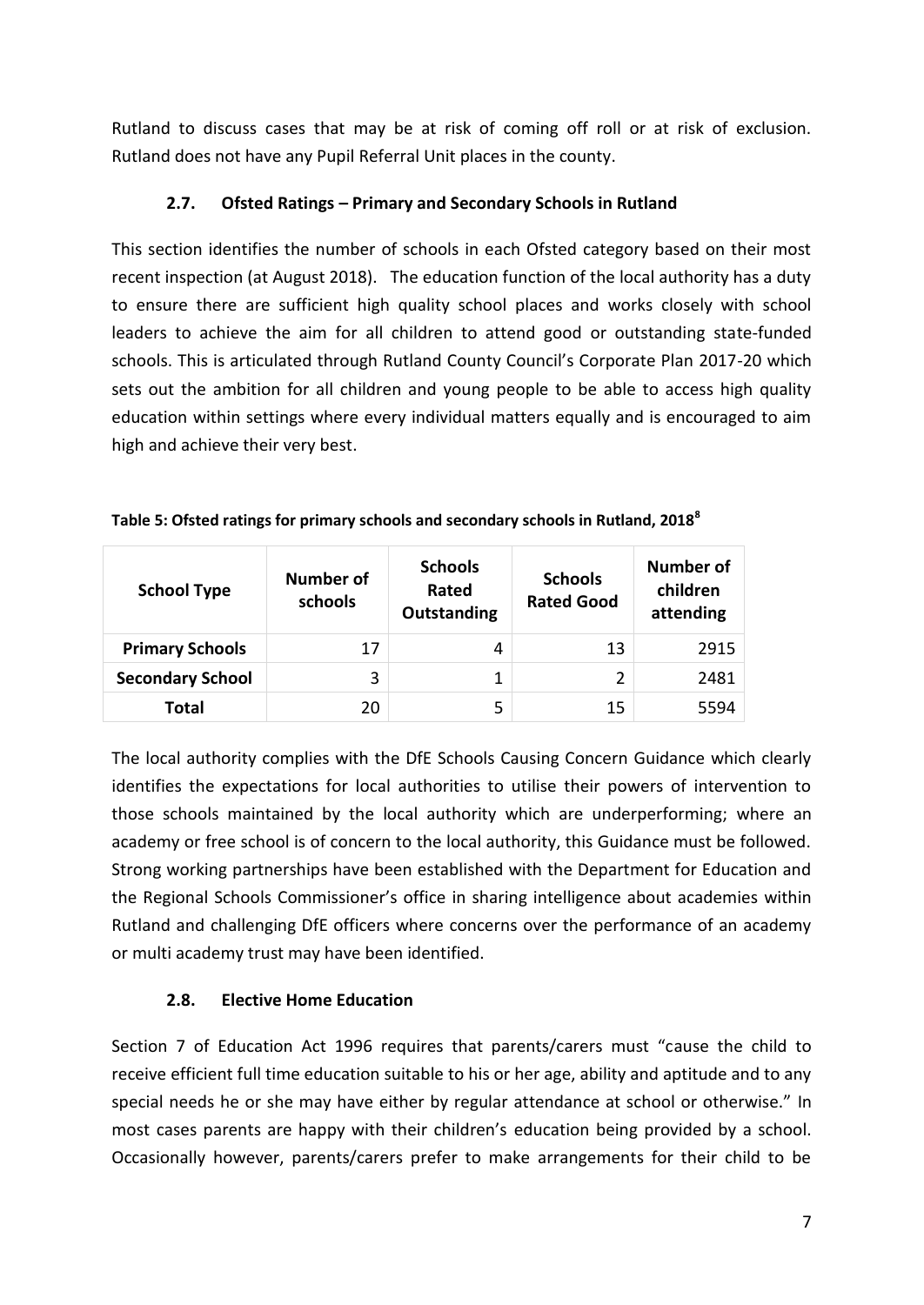Rutland to discuss cases that may be at risk of coming off roll or at risk of exclusion. Rutland does not have any Pupil Referral Unit places in the county.

### 2.7. Ofsted Ratings – Primary and Secondary Schools in Rutland

This section identifies the number of schools in each Ofsted category based on their most recent inspection (at August 2018). The education function of the local authority has a duty to ensure there are sufficient high quality school places and works closely with school leaders to achieve the aim for all children to attend good or outstanding state-funded schools. This is articulated through Rutland County Council's Corporate Plan 2017-20 which sets out the ambition for all children and young people to be able to access high quality education within settings where every individual matters equally and is encouraged to aim high and achieve their very best.

**Table 5: Ofsted ratings for primary schools and secondary schools in Rutland, 2018[8]**

| School Type | Number of schools | Schools Rated Outstanding | Schools Rated Good | Number of children attending |
|---|---|---|---|---|
| **Primary Schools** | 17 | 4 | 13 | 2915 |
| **Secondary School** | 3 | 1 | 2 | 2481 |
| **Total** | 20 | 5 | 15 | 5594 |

The local authority complies with the DfE Schools Causing Concern Guidance which clearly identifies the expectations for local authorities to utilise their powers of intervention to those schools maintained by the local authority which are underperforming; where an academy or free school is of concern to the local authority, this Guidance must be followed. Strong working partnerships have been established with the Department for Education and the Regional Schools Commissioner's office in sharing intelligence about academies within Rutland and challenging DfE officers where concerns over the performance of an academy or multi academy trust may have been identified.

### 2.8. Elective Home Education

Section 7 of Education Act 1996 requires that parents/carers must "cause the child to receive efficient full time education suitable to his or her age, ability and aptitude and to any special needs he or she may have either by regular attendance at school or otherwise." In most cases parents are happy with their children's education being provided by a school. Occasionally however, parents/carers prefer to make arrangements for their child to be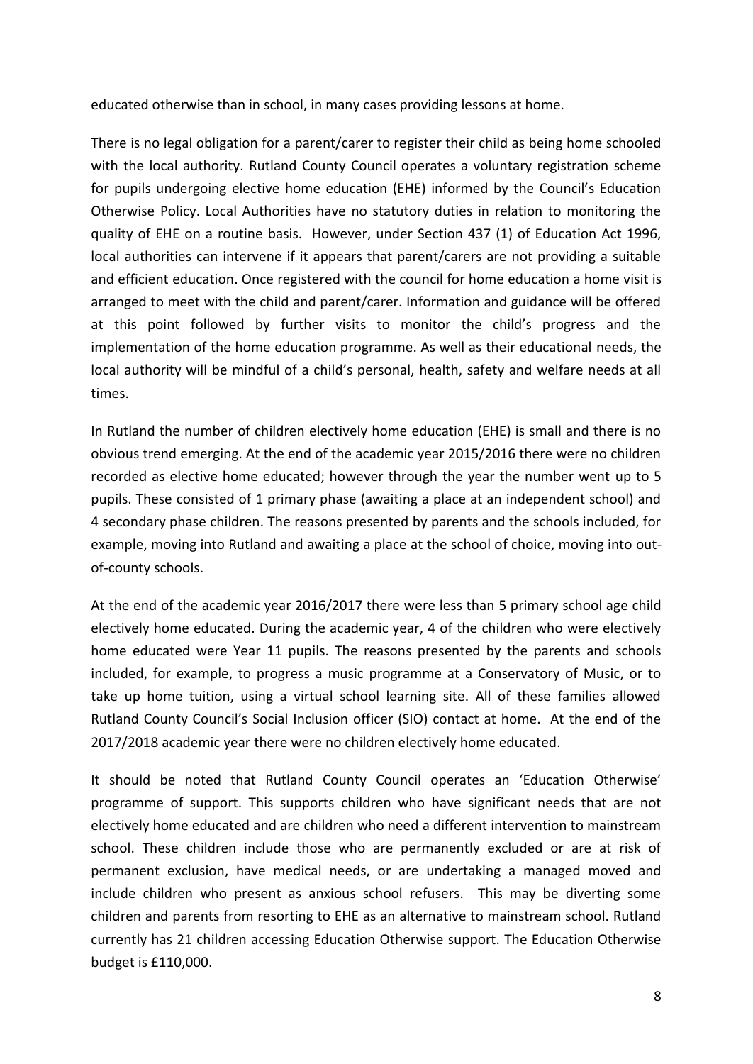educated otherwise than in school, in many cases providing lessons at home.

There is no legal obligation for a parent/carer to register their child as being home schooled with the local authority. Rutland County Council operates a voluntary registration scheme for pupils undergoing elective home education (EHE) informed by the Council's Education Otherwise Policy. Local Authorities have no statutory duties in relation to monitoring the quality of EHE on a routine basis. However, under Section 437 (1) of Education Act 1996, local authorities can intervene if it appears that parent/carers are not providing a suitable and efficient education. Once registered with the council for home education a home visit is arranged to meet with the child and parent/carer. Information and guidance will be offered at this point followed by further visits to monitor the child's progress and the implementation of the home education programme. As well as their educational needs, the local authority will be mindful of a child's personal, health, safety and welfare needs at all times.

In Rutland the number of children electively home education (EHE) is small and there is no obvious trend emerging. At the end of the academic year 2015/2016 there were no children recorded as elective home educated; however through the year the number went up to 5 pupils. These consisted of 1 primary phase (awaiting a place at an independent school) and 4 secondary phase children. The reasons presented by parents and the schools included, for example, moving into Rutland and awaiting a place at the school of choice, moving into out-of-county schools.

At the end of the academic year 2016/2017 there were less than 5 primary school age child electively home educated. During the academic year, 4 of the children who were electively home educated were Year 11 pupils. The reasons presented by the parents and schools included, for example, to progress a music programme at a Conservatory of Music, or to take up home tuition, using a virtual school learning site. All of these families allowed Rutland County Council's Social Inclusion officer (SIO) contact at home. At the end of the 2017/2018 academic year there were no children electively home educated.

It should be noted that Rutland County Council operates an 'Education Otherwise' programme of support. This supports children who have significant needs that are not electively home educated and are children who need a different intervention to mainstream school. These children include those who are permanently excluded or are at risk of permanent exclusion, have medical needs, or are undertaking a managed moved and include children who present as anxious school refusers. This may be diverting some children and parents from resorting to EHE as an alternative to mainstream school. Rutland currently has 21 children accessing Education Otherwise support. The Education Otherwise budget is £110,000.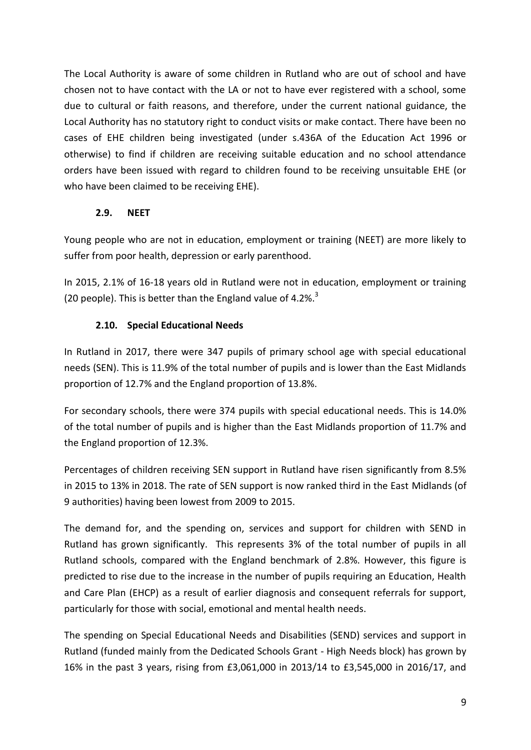The Local Authority is aware of some children in Rutland who are out of school and have chosen not to have contact with the LA or not to have ever registered with a school, some due to cultural or faith reasons, and therefore, under the current national guidance, the Local Authority has no statutory right to conduct visits or make contact. There have been no cases of EHE children being investigated (under s.436A of the Education Act 1996 or otherwise) to find if children are receiving suitable education and no school attendance orders have been issued with regard to children found to be receiving unsuitable EHE (or who have been claimed to be receiving EHE).

### 2.9. NEET

Young people who are not in education, employment or training (NEET) are more likely to suffer from poor health, depression or early parenthood.

In 2015, 2.1% of 16-18 years old in Rutland were not in education, employment or training (20 people). This is better than the England value of 4.2%.[3]

### 2.10. Special Educational Needs

In Rutland in 2017, there were 347 pupils of primary school age with special educational needs (SEN). This is 11.9% of the total number of pupils and is lower than the East Midlands proportion of 12.7% and the England proportion of 13.8%.

For secondary schools, there were 374 pupils with special educational needs. This is 14.0% of the total number of pupils and is higher than the East Midlands proportion of 11.7% and the England proportion of 12.3%.

Percentages of children receiving SEN support in Rutland have risen significantly from 8.5% in 2015 to 13% in 2018. The rate of SEN support is now ranked third in the East Midlands (of 9 authorities) having been lowest from 2009 to 2015.

The demand for, and the spending on, services and support for children with SEND in Rutland has grown significantly. This represents 3% of the total number of pupils in all Rutland schools, compared with the England benchmark of 2.8%. However, this figure is predicted to rise due to the increase in the number of pupils requiring an Education, Health and Care Plan (EHCP) as a result of earlier diagnosis and consequent referrals for support, particularly for those with social, emotional and mental health needs.

The spending on Special Educational Needs and Disabilities (SEND) services and support in Rutland (funded mainly from the Dedicated Schools Grant - High Needs block) has grown by 16% in the past 3 years, rising from £3,061,000 in 2013/14 to £3,545,000 in 2016/17, and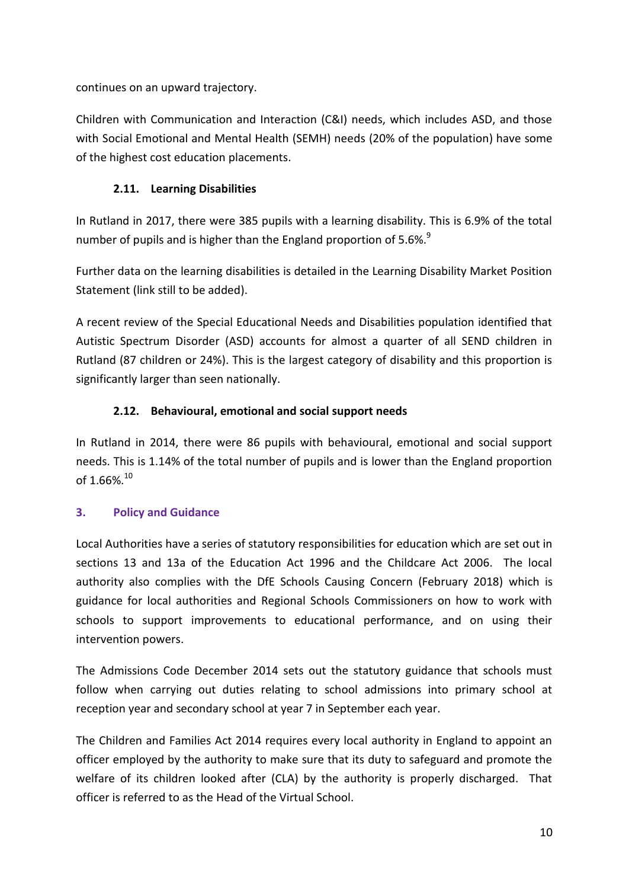continues on an upward trajectory.

Children with Communication and Interaction (C&I) needs, which includes ASD, and those with Social Emotional and Mental Health (SEMH) needs (20% of the population) have some of the highest cost education placements.

### 2.11. Learning Disabilities

In Rutland in 2017, there were 385 pupils with a learning disability. This is 6.9% of the total number of pupils and is higher than the England proportion of 5.6%.[9]

Further data on the learning disabilities is detailed in the Learning Disability Market Position Statement (link still to be added).

A recent review of the Special Educational Needs and Disabilities population identified that Autistic Spectrum Disorder (ASD) accounts for almost a quarter of all SEND children in Rutland (87 children or 24%). This is the largest category of disability and this proportion is significantly larger than seen nationally.

### 2.12. Behavioural, emotional and social support needs

In Rutland in 2014, there were 86 pupils with behavioural, emotional and social support needs. This is 1.14% of the total number of pupils and is lower than the England proportion of 1.66%.[10]

## 3. Policy and Guidance

Local Authorities have a series of statutory responsibilities for education which are set out in sections 13 and 13a of the Education Act 1996 and the Childcare Act 2006. The local authority also complies with the DfE Schools Causing Concern (February 2018) which is guidance for local authorities and Regional Schools Commissioners on how to work with schools to support improvements to educational performance, and on using their intervention powers.

The Admissions Code December 2014 sets out the statutory guidance that schools must follow when carrying out duties relating to school admissions into primary school at reception year and secondary school at year 7 in September each year.

The Children and Families Act 2014 requires every local authority in England to appoint an officer employed by the authority to make sure that its duty to safeguard and promote the welfare of its children looked after (CLA) by the authority is properly discharged. That officer is referred to as the Head of the Virtual School.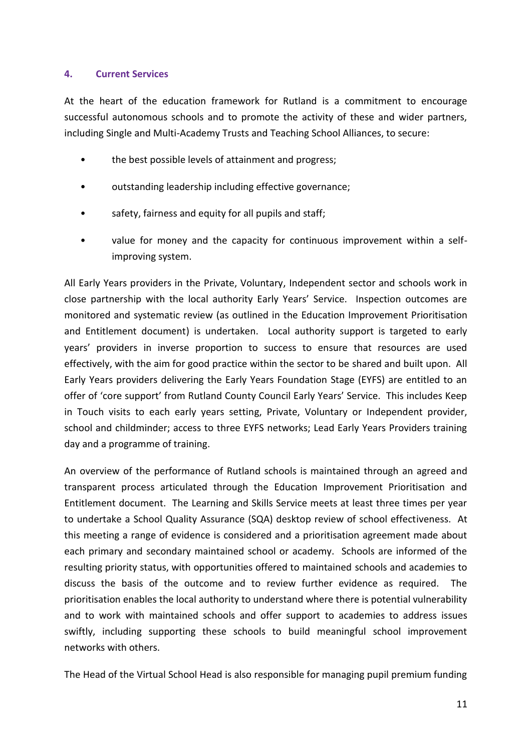## 4. Current Services

At the heart of the education framework for Rutland is a commitment to encourage successful autonomous schools and to promote the activity of these and wider partners, including Single and Multi-Academy Trusts and Teaching School Alliances, to secure:

- the best possible levels of attainment and progress;
- outstanding leadership including effective governance;
- safety, fairness and equity for all pupils and staff;
- value for money and the capacity for continuous improvement within a self-improving system.

All Early Years providers in the Private, Voluntary, Independent sector and schools work in close partnership with the local authority Early Years' Service. Inspection outcomes are monitored and systematic review (as outlined in the Education Improvement Prioritisation and Entitlement document) is undertaken. Local authority support is targeted to early years' providers in inverse proportion to success to ensure that resources are used effectively, with the aim for good practice within the sector to be shared and built upon. All Early Years providers delivering the Early Years Foundation Stage (EYFS) are entitled to an offer of 'core support' from Rutland County Council Early Years' Service. This includes Keep in Touch visits to each early years setting, Private, Voluntary or Independent provider, school and childminder; access to three EYFS networks; Lead Early Years Providers training day and a programme of training.

An overview of the performance of Rutland schools is maintained through an agreed and transparent process articulated through the Education Improvement Prioritisation and Entitlement document. The Learning and Skills Service meets at least three times per year to undertake a School Quality Assurance (SQA) desktop review of school effectiveness. At this meeting a range of evidence is considered and a prioritisation agreement made about each primary and secondary maintained school or academy. Schools are informed of the resulting priority status, with opportunities offered to maintained schools and academies to discuss the basis of the outcome and to review further evidence as required. The prioritisation enables the local authority to understand where there is potential vulnerability and to work with maintained schools and offer support to academies to address issues swiftly, including supporting these schools to build meaningful school improvement networks with others.

The Head of the Virtual School Head is also responsible for managing pupil premium funding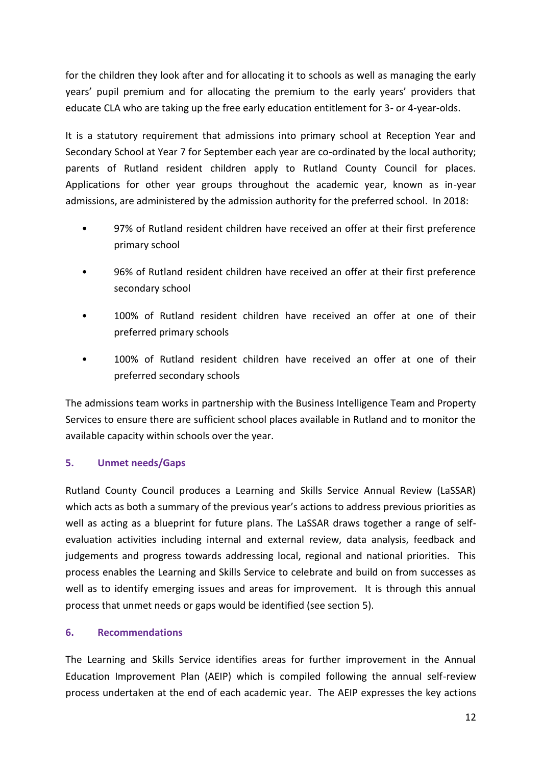for the children they look after and for allocating it to schools as well as managing the early years' pupil premium and for allocating the premium to the early years' providers that educate CLA who are taking up the free early education entitlement for 3- or 4-year-olds.

It is a statutory requirement that admissions into primary school at Reception Year and Secondary School at Year 7 for September each year are co-ordinated by the local authority; parents of Rutland resident children apply to Rutland County Council for places. Applications for other year groups throughout the academic year, known as in-year admissions, are administered by the admission authority for the preferred school. In 2018:

- 97% of Rutland resident children have received an offer at their first preference primary school
- 96% of Rutland resident children have received an offer at their first preference secondary school
- 100% of Rutland resident children have received an offer at one of their preferred primary schools
- 100% of Rutland resident children have received an offer at one of their preferred secondary schools

The admissions team works in partnership with the Business Intelligence Team and Property Services to ensure there are sufficient school places available in Rutland and to monitor the available capacity within schools over the year.

## 5. Unmet needs/Gaps

Rutland County Council produces a Learning and Skills Service Annual Review (LaSSAR) which acts as both a summary of the previous year's actions to address previous priorities as well as acting as a blueprint for future plans. The LaSSAR draws together a range of self-evaluation activities including internal and external review, data analysis, feedback and judgements and progress towards addressing local, regional and national priorities. This process enables the Learning and Skills Service to celebrate and build on from successes as well as to identify emerging issues and areas for improvement. It is through this annual process that unmet needs or gaps would be identified (see section 5).

## 6. Recommendations

The Learning and Skills Service identifies areas for further improvement in the Annual Education Improvement Plan (AEIP) which is compiled following the annual self-review process undertaken at the end of each academic year. The AEIP expresses the key actions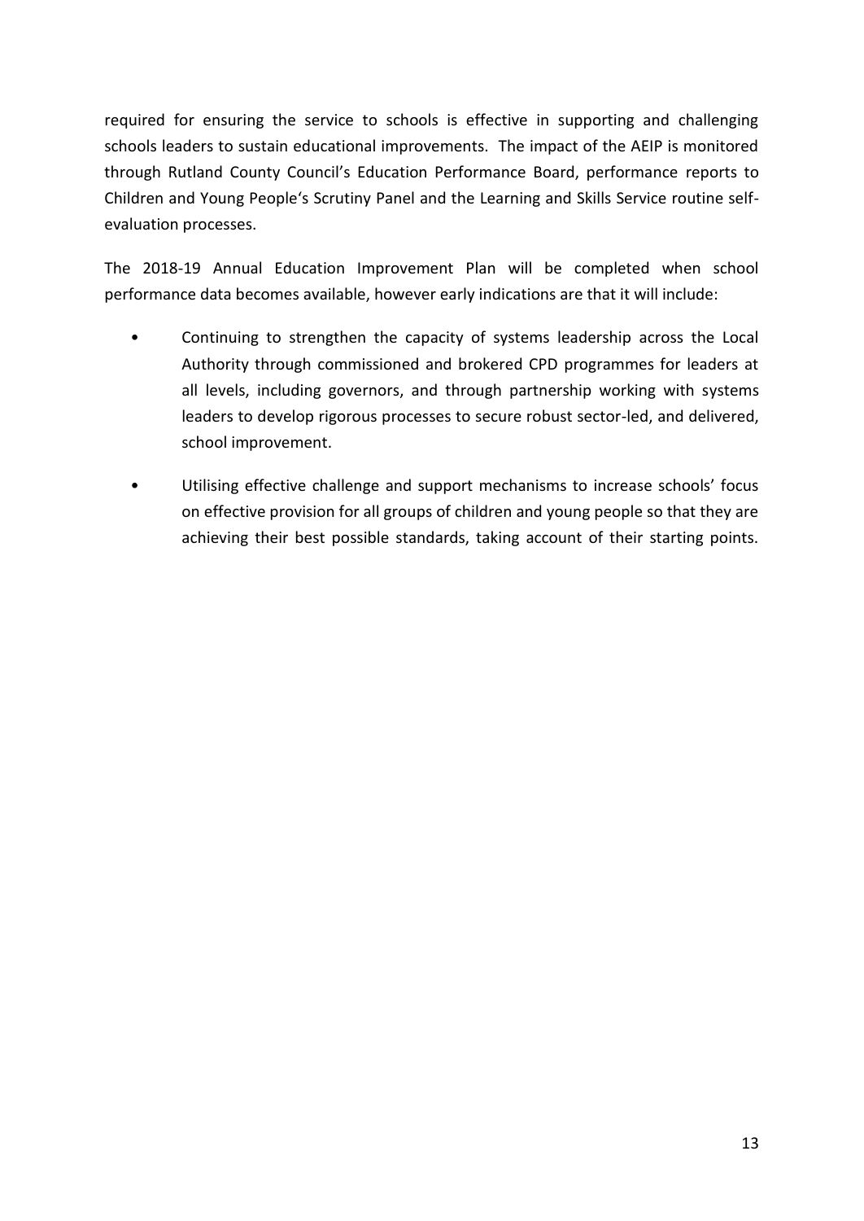required for ensuring the service to schools is effective in supporting and challenging schools leaders to sustain educational improvements. The impact of the AEIP is monitored through Rutland County Council's Education Performance Board, performance reports to Children and Young People's Scrutiny Panel and the Learning and Skills Service routine self-evaluation processes.

The 2018-19 Annual Education Improvement Plan will be completed when school performance data becomes available, however early indications are that it will include:

- Continuing to strengthen the capacity of systems leadership across the Local Authority through commissioned and brokered CPD programmes for leaders at all levels, including governors, and through partnership working with systems leaders to develop rigorous processes to secure robust sector-led, and delivered, school improvement.

- Utilising effective challenge and support mechanisms to increase schools' focus on effective provision for all groups of children and young people so that they are achieving their best possible standards, taking account of their starting points.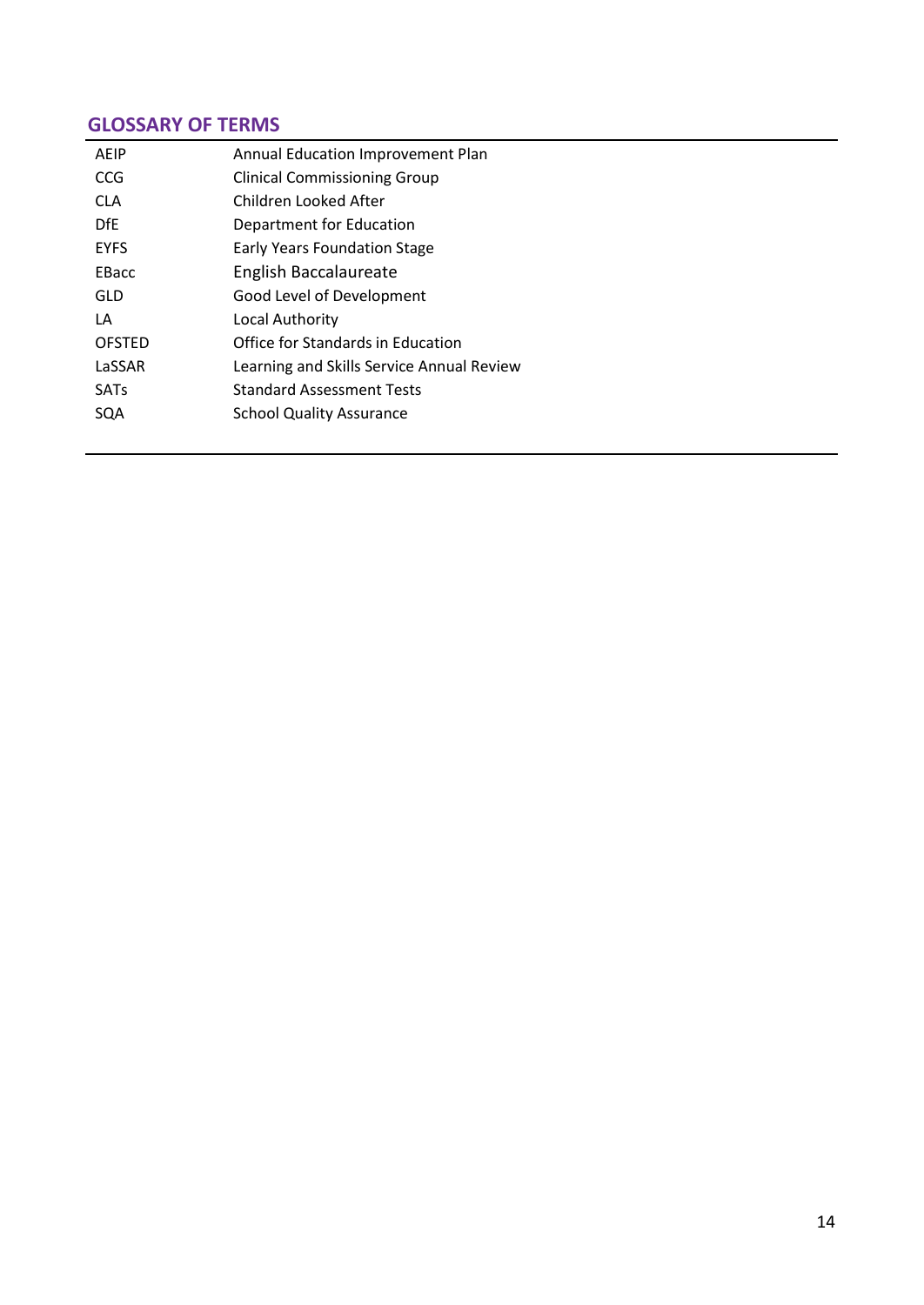## GLOSSARY OF TERMS

| | |
|---|---|
| AEIP | Annual Education Improvement Plan |
| CCG | Clinical Commissioning Group |
| CLA | Children Looked After |
| DfE | Department for Education |
| EYFS | Early Years Foundation Stage |
| EBacc | English Baccalaureate |
| GLD | Good Level of Development |
| LA | Local Authority |
| OFSTED | Office for Standards in Education |
| LaSSAR | Learning and Skills Service Annual Review |
| SATs | Standard Assessment Tests |
| SQA | School Quality Assurance |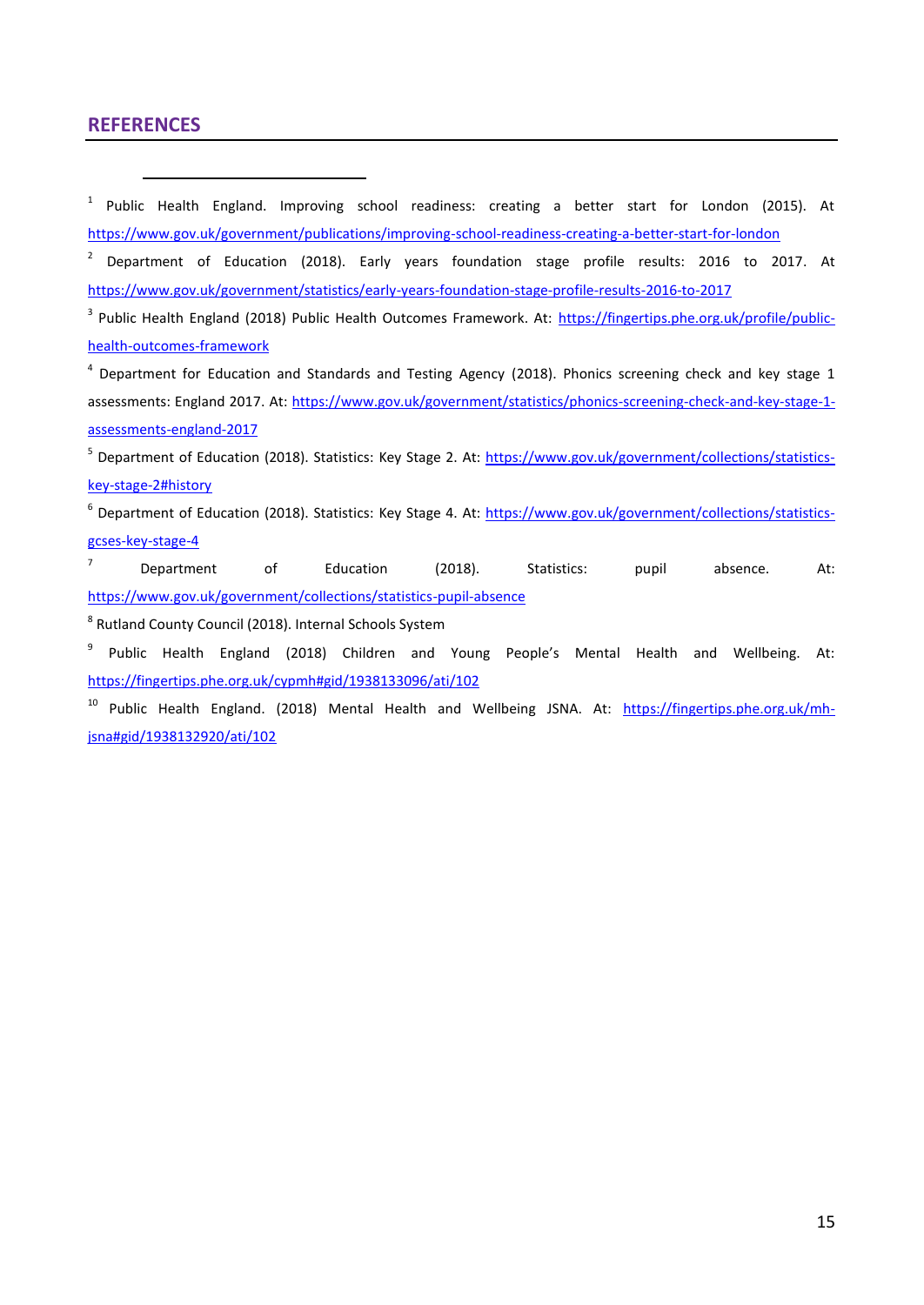## REFERENCES

[1] Public Health England. Improving school readiness: creating a better start for London (2015). At https://www.gov.uk/government/publications/improving-school-readiness-creating-a-better-start-for-london

[2] Department of Education (2018). Early years foundation stage profile results: 2016 to 2017. At https://www.gov.uk/government/statistics/early-years-foundation-stage-profile-results-2016-to-2017

[3] Public Health England (2018) Public Health Outcomes Framework. At: https://fingertips.phe.org.uk/profile/public-health-outcomes-framework

[4] Department for Education and Standards and Testing Agency (2018). Phonics screening check and key stage 1 assessments: England 2017. At: https://www.gov.uk/government/statistics/phonics-screening-check-and-key-stage-1-assessments-england-2017

[5] Department of Education (2018). Statistics: Key Stage 2. At: https://www.gov.uk/government/collections/statistics-key-stage-2#history

[6] Department of Education (2018). Statistics: Key Stage 4. At: https://www.gov.uk/government/collections/statistics-gcses-key-stage-4

[7] Department of Education (2018). Statistics: pupil absence. At: https://www.gov.uk/government/collections/statistics-pupil-absence

[8] Rutland County Council (2018). Internal Schools System

[9] Public Health England (2018) Children and Young People's Mental Health and Wellbeing. At: https://fingertips.phe.org.uk/cypmh#gid/1938133096/ati/102

[10] Public Health England. (2018) Mental Health and Wellbeing JSNA. At: https://fingertips.phe.org.uk/mh-jsna#gid/1938132920/ati/102